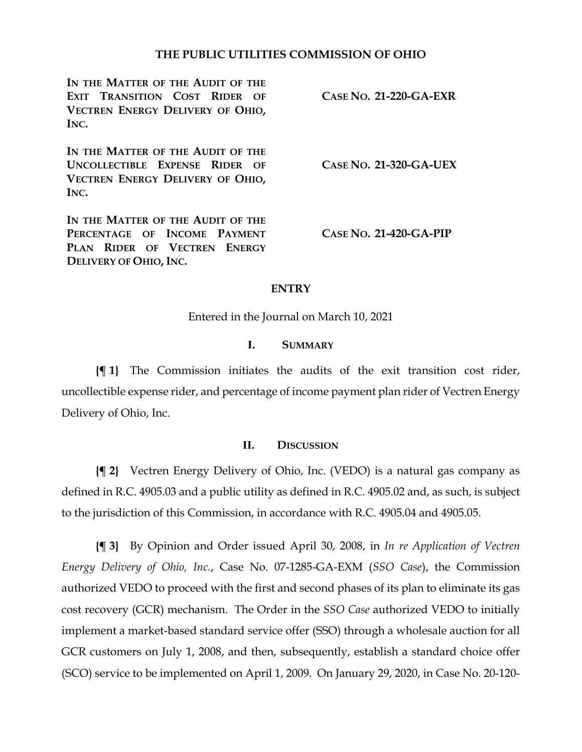# THE PUBLIC UTILITIES COMMISSION OF OHIO

| | |
|---|---|
| **IN THE MATTER OF THE AUDIT OF THE EXIT TRANSITION COST RIDER OF VECTREN ENERGY DELIVERY OF OHIO, INC.** | **CASE NO. 21-220-GA-EXR** |
| **IN THE MATTER OF THE AUDIT OF THE UNCOLLECTIBLE EXPENSE RIDER OF VECTREN ENERGY DELIVERY OF OHIO, INC.** | **CASE NO. 21-320-GA-UEX** |
| **IN THE MATTER OF THE AUDIT OF THE PERCENTAGE OF INCOME PAYMENT PLAN RIDER OF VECTREN ENERGY DELIVERY OF OHIO, INC.** | **CASE NO. 21-420-GA-PIP** |

## ENTRY

Entered in the Journal on March 10, 2021

## I. SUMMARY

**{¶ 1}** The Commission initiates the audits of the exit transition cost rider, uncollectible expense rider, and percentage of income payment plan rider of Vectren Energy Delivery of Ohio, Inc.

## II. DISCUSSION

**{¶ 2}** Vectren Energy Delivery of Ohio, Inc. (VEDO) is a natural gas company as defined in R.C. 4905.03 and a public utility as defined in R.C. 4905.02 and, as such, is subject to the jurisdiction of this Commission, in accordance with R.C. 4905.04 and 4905.05.

**{¶ 3}** By Opinion and Order issued April 30, 2008, in *In re Application of Vectren Energy Delivery of Ohio, Inc.*, Case No. 07-1285-GA-EXM (*SSO Case*), the Commission authorized VEDO to proceed with the first and second phases of its plan to eliminate its gas cost recovery (GCR) mechanism. The Order in the *SSO Case* authorized VEDO to initially implement a market-based standard service offer (SSO) through a wholesale auction for all GCR customers on July 1, 2008, and then, subsequently, establish a standard choice offer (SCO) service to be implemented on April 1, 2009. On January 29, 2020, in Case No. 20-120-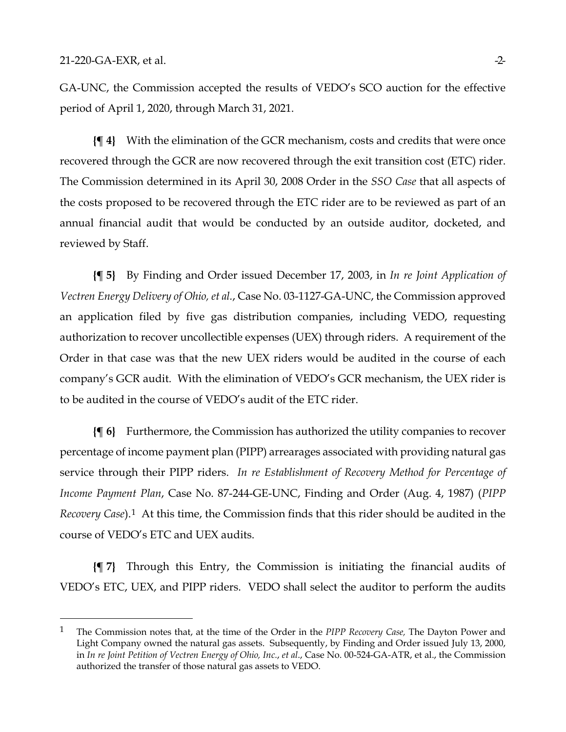GA-UNC, the Commission accepted the results of VEDO's SCO auction for the effective period of April 1, 2020, through March 31, 2021.

**{¶ 4}** With the elimination of the GCR mechanism, costs and credits that were once recovered through the GCR are now recovered through the exit transition cost (ETC) rider. The Commission determined in its April 30, 2008 Order in the *SSO Case* that all aspects of the costs proposed to be recovered through the ETC rider are to be reviewed as part of an annual financial audit that would be conducted by an outside auditor, docketed, and reviewed by Staff.

**{¶ 5}** By Finding and Order issued December 17, 2003, in *In re Joint Application of Vectren Energy Delivery of Ohio, et al.*, Case No. 03-1127-GA-UNC, the Commission approved an application filed by five gas distribution companies, including VEDO, requesting authorization to recover uncollectible expenses (UEX) through riders. A requirement of the Order in that case was that the new UEX riders would be audited in the course of each company's GCR audit. With the elimination of VEDO's GCR mechanism, the UEX rider is to be audited in the course of VEDO's audit of the ETC rider.

**{¶ 6}** Furthermore, the Commission has authorized the utility companies to recover percentage of income payment plan (PIPP) arrearages associated with providing natural gas service through their PIPP riders. *In re Establishment of Recovery Method for Percentage of Income Payment Plan*, Case No. 87-244-GE-UNC, Finding and Order (Aug. 4, 1987) (*PIPP Recovery Case*).[1] At this time, the Commission finds that this rider should be audited in the course of VEDO's ETC and UEX audits.

**{¶ 7}** Through this Entry, the Commission is initiating the financial audits of VEDO's ETC, UEX, and PIPP riders. VEDO shall select the auditor to perform the audits

[1] The Commission notes that, at the time of the Order in the *PIPP Recovery Case,* The Dayton Power and Light Company owned the natural gas assets. Subsequently, by Finding and Order issued July 13, 2000, in *In re Joint Petition of Vectren Energy of Ohio, Inc., et al.*, Case No. 00-524-GA-ATR, et al., the Commission authorized the transfer of those natural gas assets to VEDO.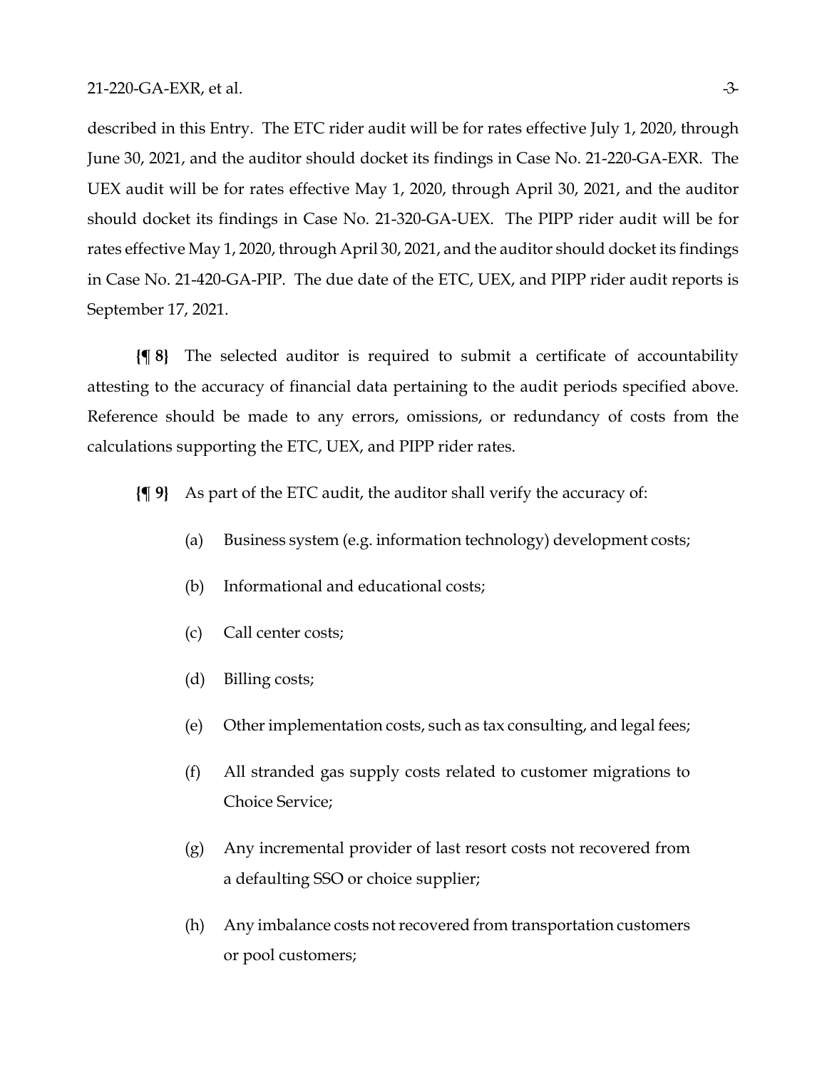described in this Entry. The ETC rider audit will be for rates effective July 1, 2020, through June 30, 2021, and the auditor should docket its findings in Case No. 21-220-GA-EXR. The UEX audit will be for rates effective May 1, 2020, through April 30, 2021, and the auditor should docket its findings in Case No. 21-320-GA-UEX. The PIPP rider audit will be for rates effective May 1, 2020, through April 30, 2021, and the auditor should docket its findings in Case No. 21-420-GA-PIP. The due date of the ETC, UEX, and PIPP rider audit reports is September 17, 2021.

**{¶ 8}** The selected auditor is required to submit a certificate of accountability attesting to the accuracy of financial data pertaining to the audit periods specified above. Reference should be made to any errors, omissions, or redundancy of costs from the calculations supporting the ETC, UEX, and PIPP rider rates.

**{¶ 9}** As part of the ETC audit, the auditor shall verify the accuracy of:

(a) Business system (e.g. information technology) development costs;

(b) Informational and educational costs;

(c) Call center costs;

(d) Billing costs;

(e) Other implementation costs, such as tax consulting, and legal fees;

(f) All stranded gas supply costs related to customer migrations to Choice Service;

(g) Any incremental provider of last resort costs not recovered from a defaulting SSO or choice supplier;

(h) Any imbalance costs not recovered from transportation customers or pool customers;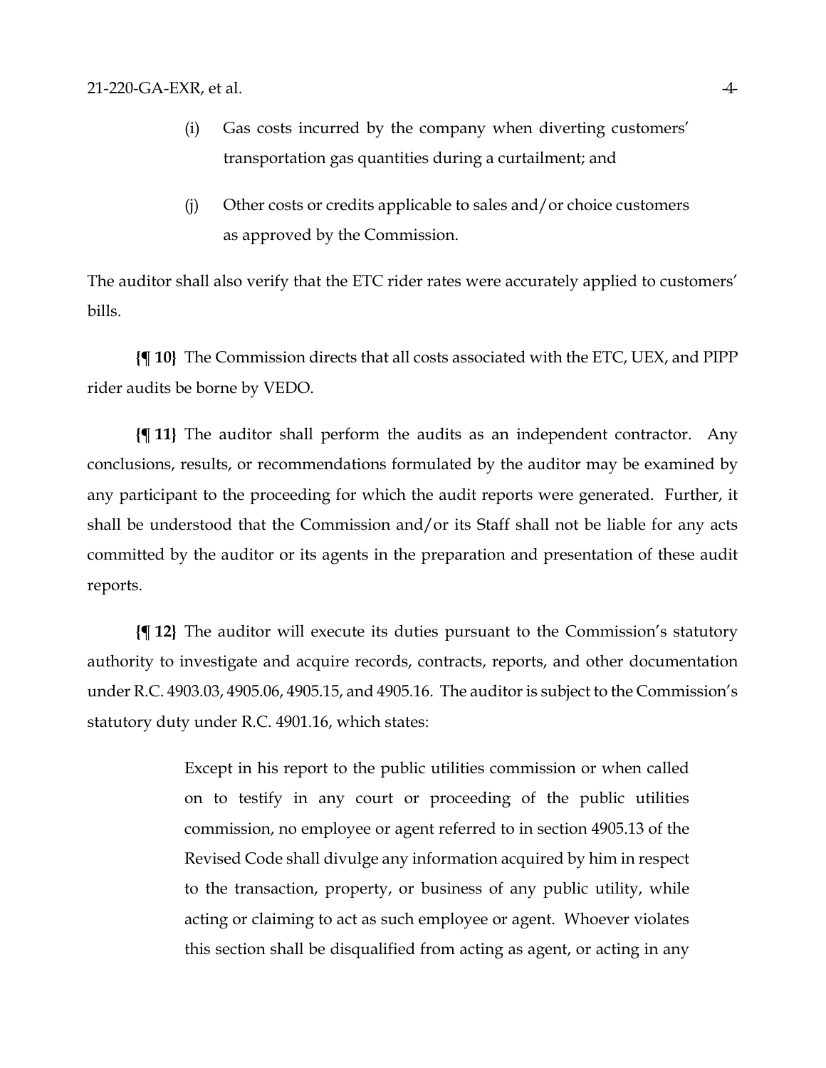(i) Gas costs incurred by the company when diverting customers' transportation gas quantities during a curtailment; and

(j) Other costs or credits applicable to sales and/or choice customers as approved by the Commission.

The auditor shall also verify that the ETC rider rates were accurately applied to customers' bills.

**{¶ 10}** The Commission directs that all costs associated with the ETC, UEX, and PIPP rider audits be borne by VEDO.

**{¶ 11}** The auditor shall perform the audits as an independent contractor. Any conclusions, results, or recommendations formulated by the auditor may be examined by any participant to the proceeding for which the audit reports were generated. Further, it shall be understood that the Commission and/or its Staff shall not be liable for any acts committed by the auditor or its agents in the preparation and presentation of these audit reports.

**{¶ 12}** The auditor will execute its duties pursuant to the Commission's statutory authority to investigate and acquire records, contracts, reports, and other documentation under R.C. 4903.03, 4905.06, 4905.15, and 4905.16. The auditor is subject to the Commission's statutory duty under R.C. 4901.16, which states:

> Except in his report to the public utilities commission or when called on to testify in any court or proceeding of the public utilities commission, no employee or agent referred to in section 4905.13 of the Revised Code shall divulge any information acquired by him in respect to the transaction, property, or business of any public utility, while acting or claiming to act as such employee or agent. Whoever violates this section shall be disqualified from acting as agent, or acting in any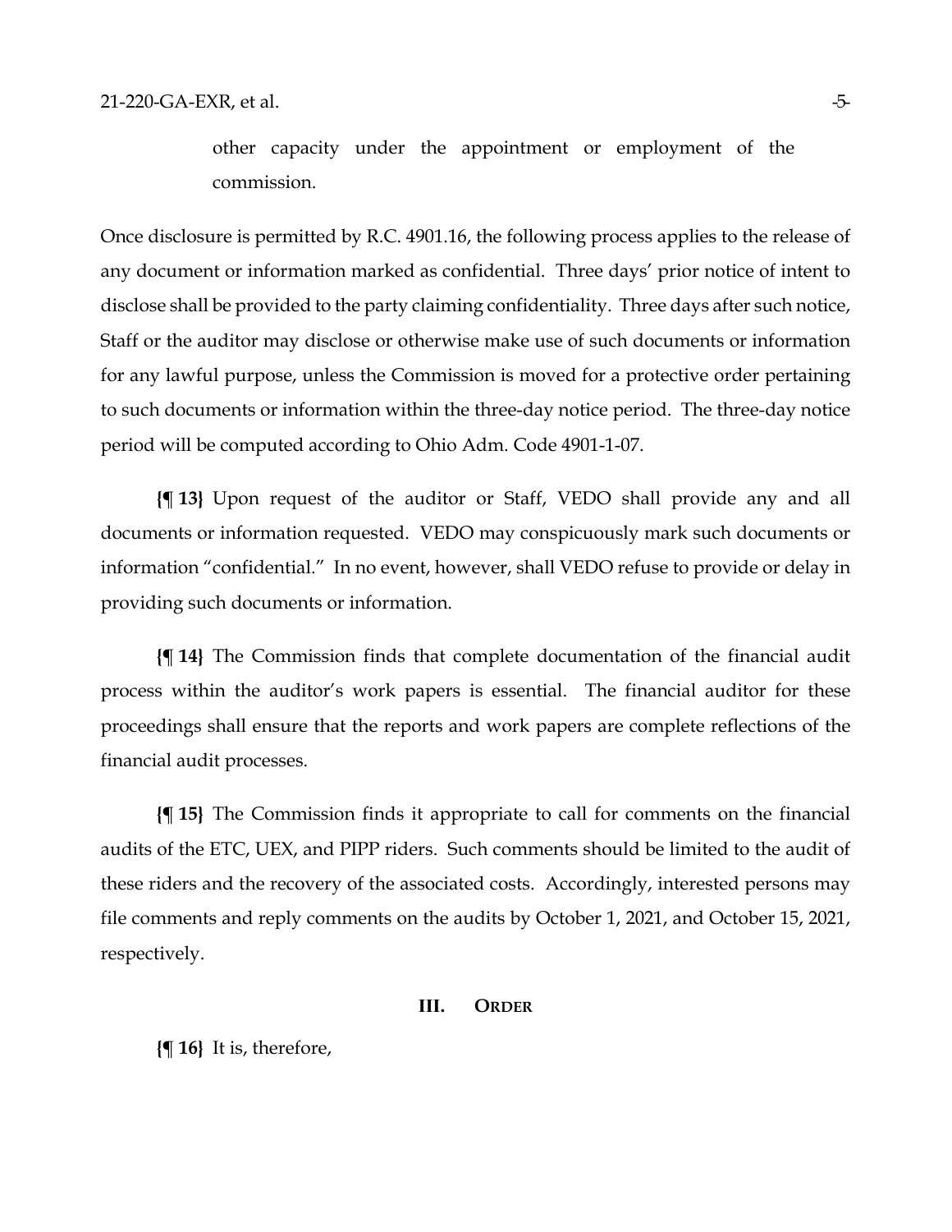other capacity under the appointment or employment of the commission.

Once disclosure is permitted by R.C. 4901.16, the following process applies to the release of any document or information marked as confidential. Three days' prior notice of intent to disclose shall be provided to the party claiming confidentiality. Three days after such notice, Staff or the auditor may disclose or otherwise make use of such documents or information for any lawful purpose, unless the Commission is moved for a protective order pertaining to such documents or information within the three-day notice period. The three-day notice period will be computed according to Ohio Adm. Code 4901-1-07.

**{¶ 13}** Upon request of the auditor or Staff, VEDO shall provide any and all documents or information requested. VEDO may conspicuously mark such documents or information "confidential." In no event, however, shall VEDO refuse to provide or delay in providing such documents or information.

**{¶ 14}** The Commission finds that complete documentation of the financial audit process within the auditor's work papers is essential. The financial auditor for these proceedings shall ensure that the reports and work papers are complete reflections of the financial audit processes.

**{¶ 15}** The Commission finds it appropriate to call for comments on the financial audits of the ETC, UEX, and PIPP riders. Such comments should be limited to the audit of these riders and the recovery of the associated costs. Accordingly, interested persons may file comments and reply comments on the audits by October 1, 2021, and October 15, 2021, respectively.

## III. Order

**{¶ 16}** It is, therefore,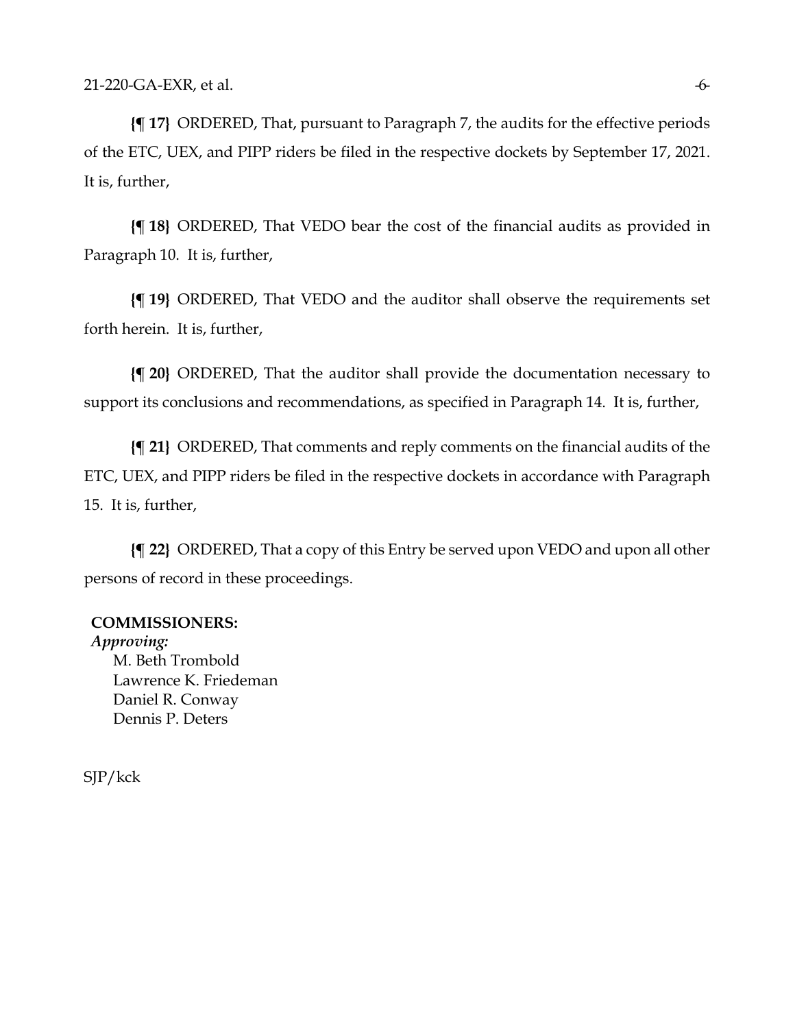**{¶ 17}** ORDERED, That, pursuant to Paragraph 7, the audits for the effective periods of the ETC, UEX, and PIPP riders be filed in the respective dockets by September 17, 2021. It is, further,

**{¶ 18}** ORDERED, That VEDO bear the cost of the financial audits as provided in Paragraph 10. It is, further,

**{¶ 19}** ORDERED, That VEDO and the auditor shall observe the requirements set forth herein. It is, further,

**{¶ 20}** ORDERED, That the auditor shall provide the documentation necessary to support its conclusions and recommendations, as specified in Paragraph 14. It is, further,

**{¶ 21}** ORDERED, That comments and reply comments on the financial audits of the ETC, UEX, and PIPP riders be filed in the respective dockets in accordance with Paragraph 15. It is, further,

**{¶ 22}** ORDERED, That a copy of this Entry be served upon VEDO and upon all other persons of record in these proceedings.

**COMMISSIONERS:**
*Approving:*
M. Beth Trombold
Lawrence K. Friedeman
Daniel R. Conway
Dennis P. Deters

SJP/kck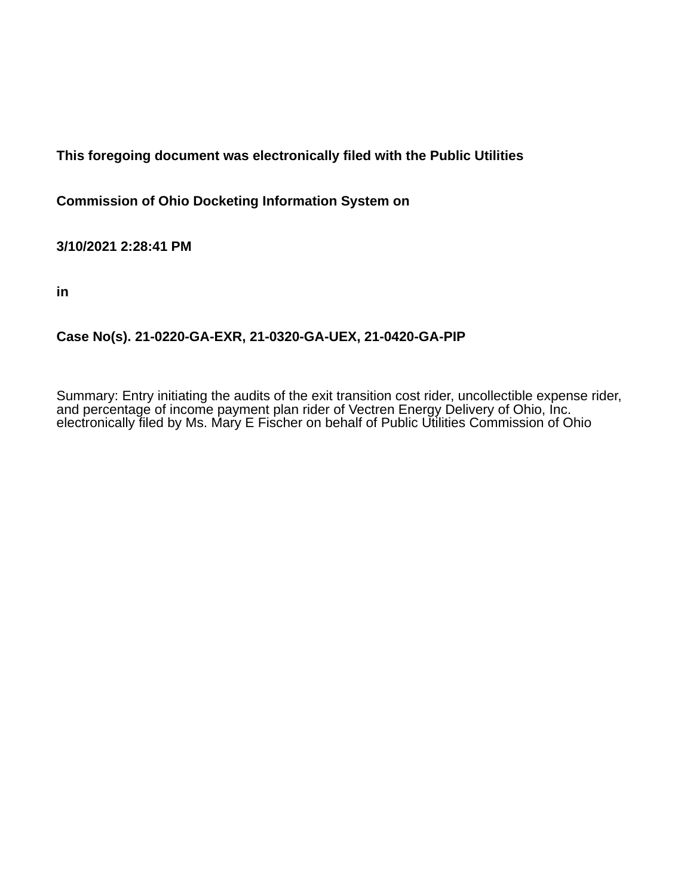**This foregoing document was electronically filed with the Public Utilities**

**Commission of Ohio Docketing Information System on**

**3/10/2021 2:28:41 PM**

**in**

**Case No(s). 21-0220-GA-EXR, 21-0320-GA-UEX, 21-0420-GA-PIP**

Summary: Entry initiating the audits of the exit transition cost rider, uncollectible expense rider, and percentage of income payment plan rider of Vectren Energy Delivery of Ohio, Inc. electronically filed by Ms. Mary E Fischer on behalf of Public Utilities Commission of Ohio